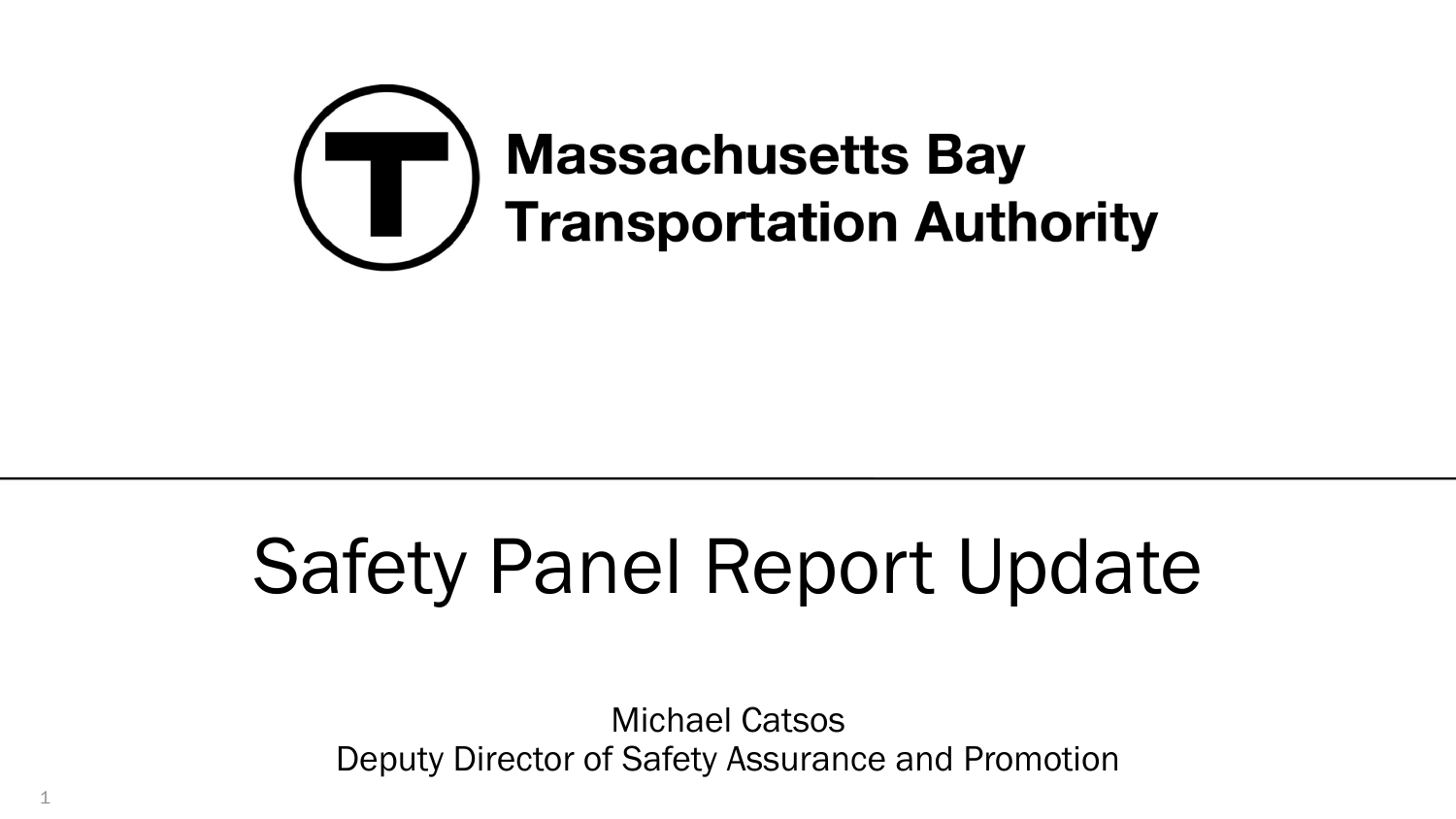**Massachusetts Bay Transportation Authority**

# Safety Panel Report Update

Michael Catsos
Deputy Director of Safety Assurance and Promotion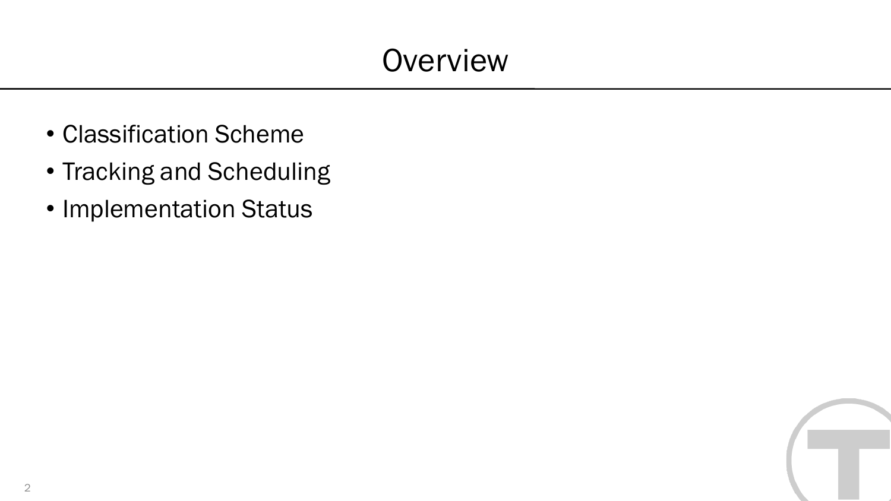# Overview

- Classification Scheme
- Tracking and Scheduling
- Implementation Status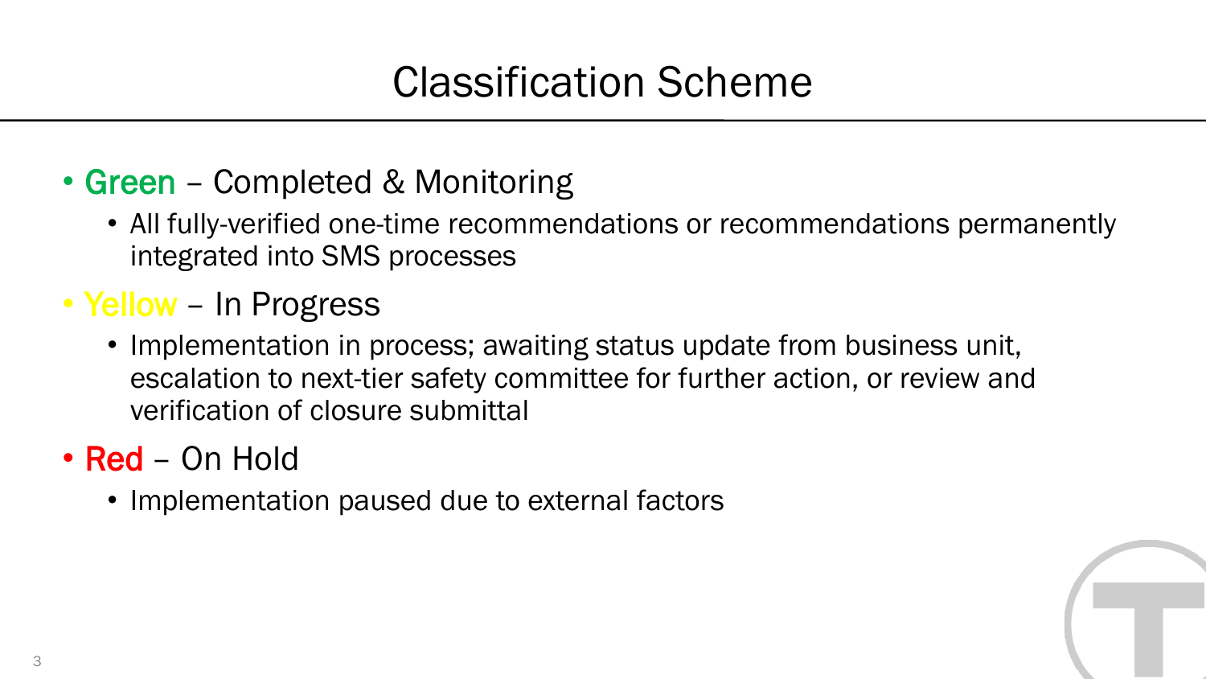# Classification Scheme

- **Green** – Completed & Monitoring
  - All fully-verified one-time recommendations or recommendations permanently integrated into SMS processes
- **Yellow** – In Progress
  - Implementation in process; awaiting status update from business unit, escalation to next-tier safety committee for further action, or review and verification of closure submittal
- **Red** – On Hold
  - Implementation paused due to external factors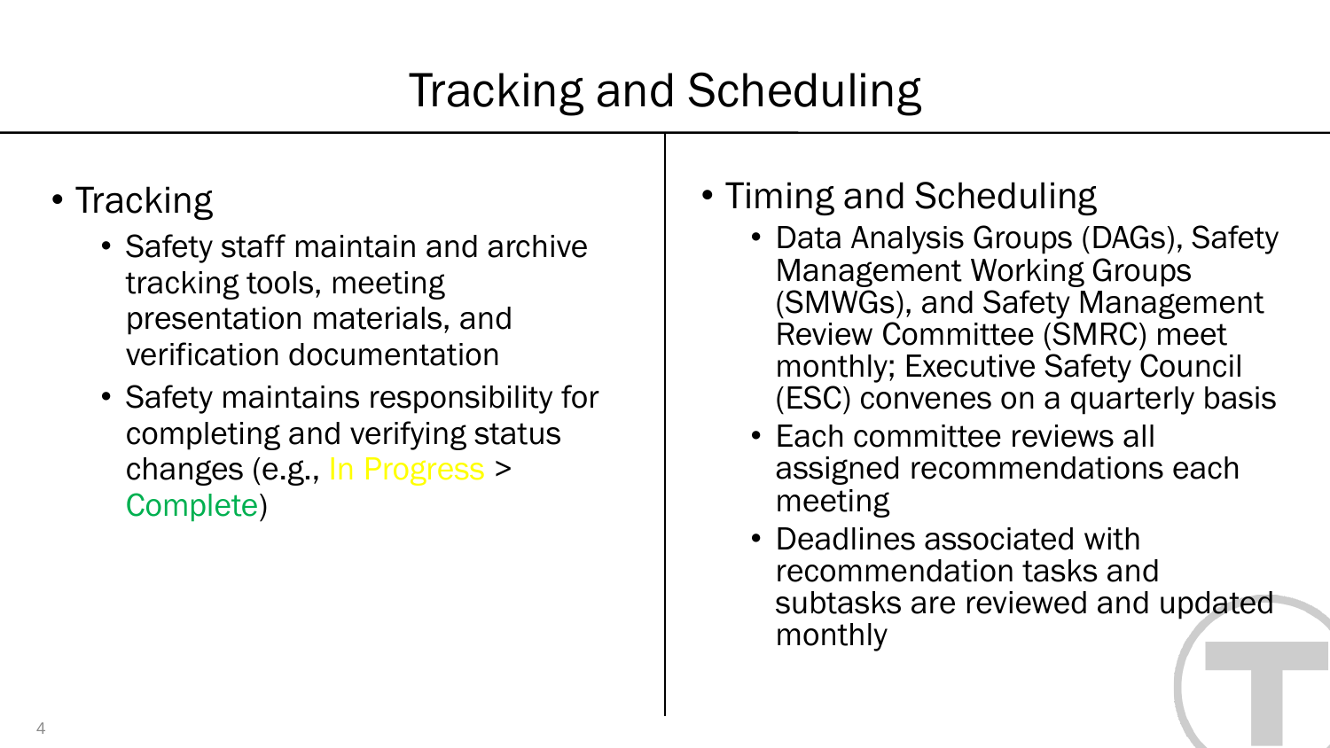# Tracking and Scheduling

- Tracking
  - Safety staff maintain and archive tracking tools, meeting presentation materials, and verification documentation
  - Safety maintains responsibility for completing and verifying status changes (e.g., In Progress > Complete)

- Timing and Scheduling
  - Data Analysis Groups (DAGs), Safety Management Working Groups (SMWGs), and Safety Management Review Committee (SMRC) meet monthly; Executive Safety Council (ESC) convenes on a quarterly basis
  - Each committee reviews all assigned recommendations each meeting
  - Deadlines associated with recommendation tasks and subtasks are reviewed and updated monthly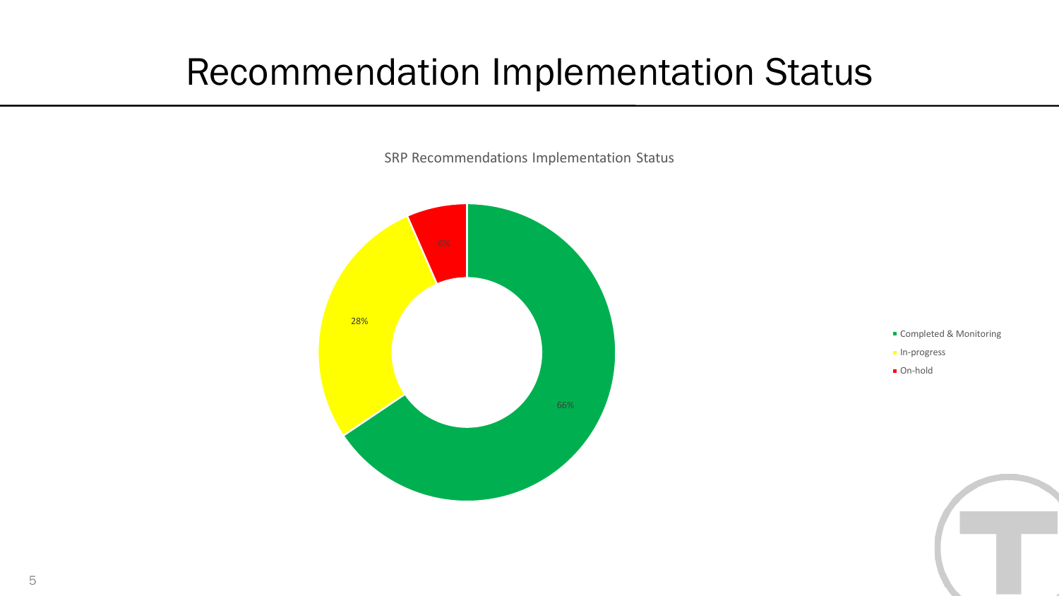# Recommendation Implementation Status

SRP Recommendations Implementation Status

| Status | Percentage |
| --- | --- |
| Completed & Monitoring | 66% |
| In-progress | 28% |
| On-hold | 6% |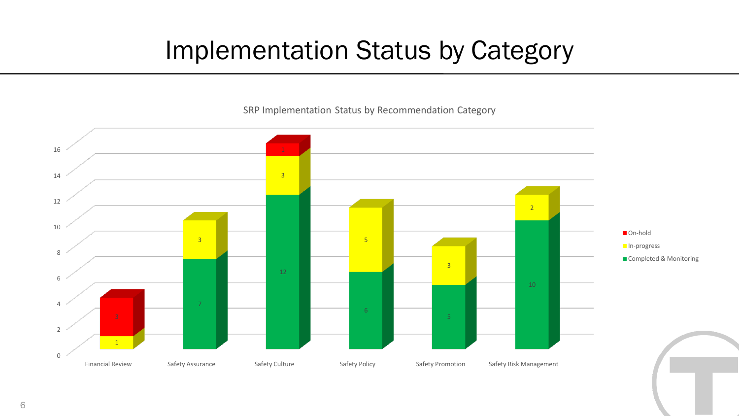# Implementation Status by Category

SRP Implementation Status by Recommendation Category

| Category | Completed & Monitoring | In-progress | On-hold |
|---|---|---|---|
| Financial Review | | 1 | 3 |
| Safety Assurance | 7 | 3 | |
| Safety Culture | 12 | 3 | 1 |
| Safety Policy | 6 | 5 | |
| Safety Promotion | 5 | 3 | |
| Safety Risk Management | 10 | 2 | |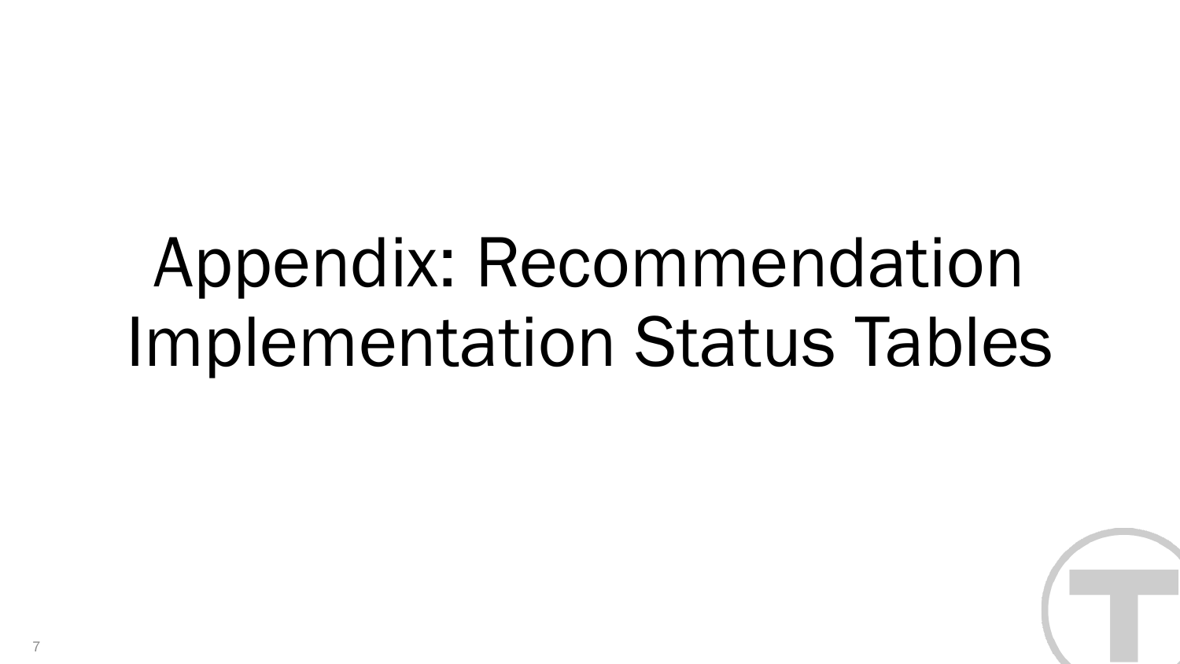# Appendix: Recommendation Implementation Status Tables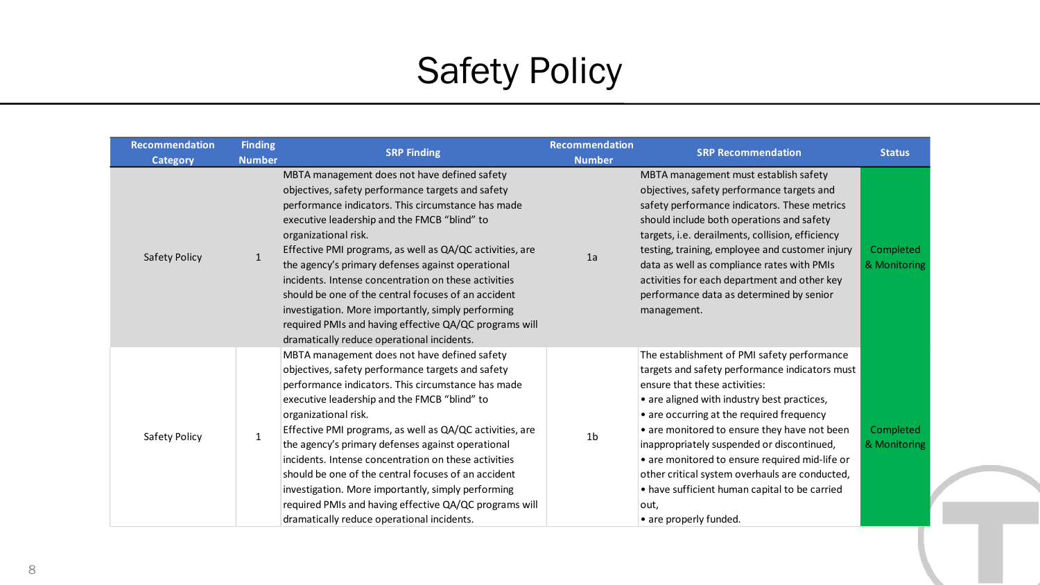# Safety Policy

| Recommendation Category | Finding Number | SRP Finding | Recommendation Number | SRP Recommendation | Status |
|---|---|---|---|---|---|
| Safety Policy | 1 | MBTA management does not have defined safety objectives, safety performance targets and safety performance indicators. This circumstance has made executive leadership and the FMCB "blind" to organizational risk.<br>Effective PMI programs, as well as QA/QC activities, are the agency's primary defenses against operational incidents. Intense concentration on these activities should be one of the central focuses of an accident investigation. More importantly, simply performing required PMIs and having effective QA/QC programs will dramatically reduce operational incidents. | 1a | MBTA management must establish safety objectives, safety performance targets and safety performance indicators. These metrics should include both operations and safety targets, i.e. derailments, collision, efficiency testing, training, employee and customer injury data as well as compliance rates with PMIs activities for each department and other key performance data as determined by senior management. | Completed & Monitoring |
| Safety Policy | 1 | MBTA management does not have defined safety objectives, safety performance targets and safety performance indicators. This circumstance has made executive leadership and the FMCB "blind" to organizational risk.<br>Effective PMI programs, as well as QA/QC activities, are the agency's primary defenses against operational incidents. Intense concentration on these activities should be one of the central focuses of an accident investigation. More importantly, simply performing required PMIs and having effective QA/QC programs will dramatically reduce operational incidents. | 1b | The establishment of PMI safety performance targets and safety performance indicators must ensure that these activities:<br>• are aligned with industry best practices,<br>• are occurring at the required frequency<br>• are monitored to ensure they have not been inappropriately suspended or discontinued,<br>• are monitored to ensure required mid-life or other critical system overhauls are conducted,<br>• have sufficient human capital to be carried out,<br>• are properly funded. | Completed & Monitoring |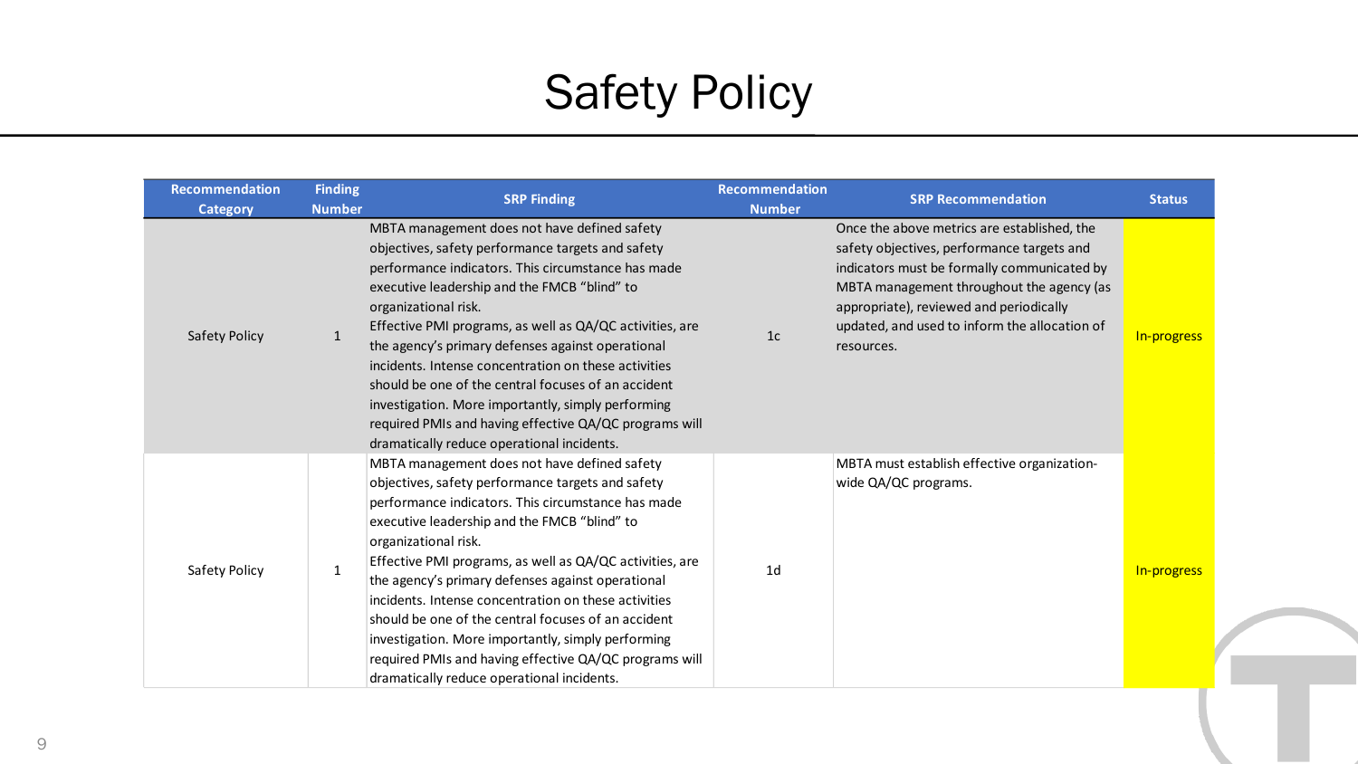# Safety Policy

| Recommendation Category | Finding Number | SRP Finding | Recommendation Number | SRP Recommendation | Status |
|---|---|---|---|---|---|
| Safety Policy | 1 | MBTA management does not have defined safety objectives, safety performance targets and safety performance indicators. This circumstance has made executive leadership and the FMCB "blind" to organizational risk.<br>Effective PMI programs, as well as QA/QC activities, are the agency's primary defenses against operational incidents. Intense concentration on these activities should be one of the central focuses of an accident investigation. More importantly, simply performing required PMIs and having effective QA/QC programs will dramatically reduce operational incidents. | 1c | Once the above metrics are established, the safety objectives, performance targets and indicators must be formally communicated by MBTA management throughout the agency (as appropriate), reviewed and periodically updated, and used to inform the allocation of resources. | In-progress |
| Safety Policy | 1 | MBTA management does not have defined safety objectives, safety performance targets and safety performance indicators. This circumstance has made executive leadership and the FMCB "blind" to organizational risk.<br>Effective PMI programs, as well as QA/QC activities, are the agency's primary defenses against operational incidents. Intense concentration on these activities should be one of the central focuses of an accident investigation. More importantly, simply performing required PMIs and having effective QA/QC programs will dramatically reduce operational incidents. | 1d | MBTA must establish effective organization-wide QA/QC programs. | In-progress |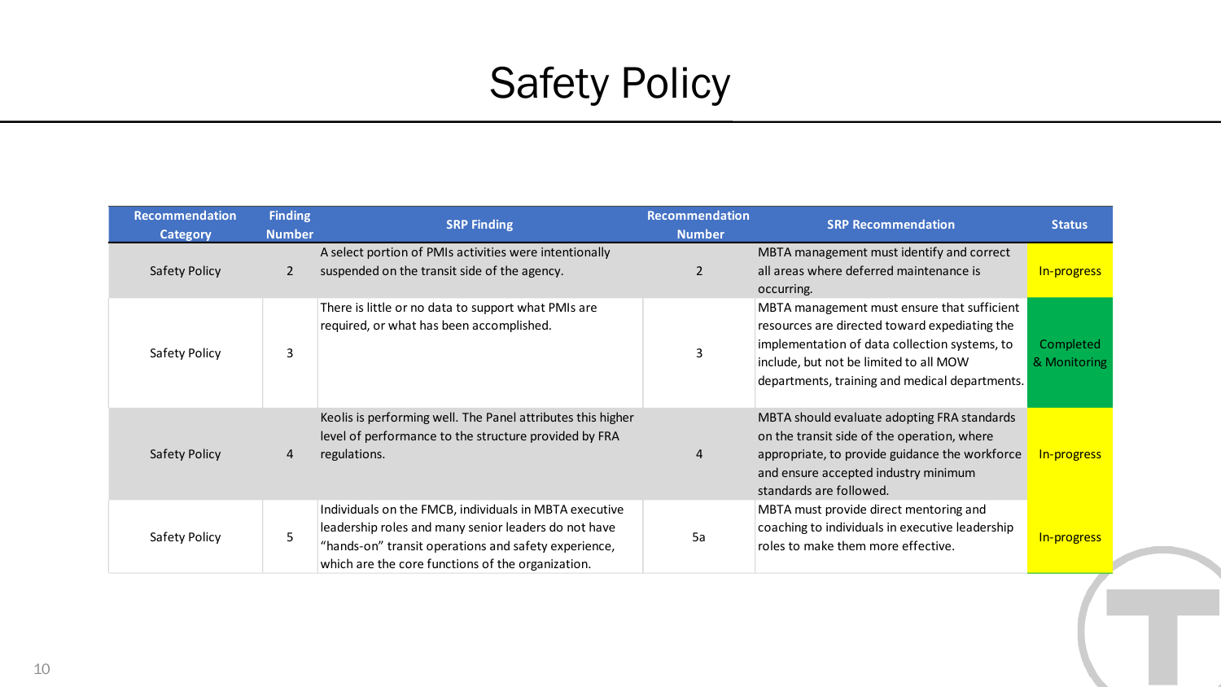# Safety Policy

| Recommendation Category | Finding Number | SRP Finding | Recommendation Number | SRP Recommendation | Status |
|---|---|---|---|---|---|
| Safety Policy | 2 | A select portion of PMIs activities were intentionally suspended on the transit side of the agency. | 2 | MBTA management must identify and correct all areas where deferred maintenance is occurring. | In-progress |
| Safety Policy | 3 | There is little or no data to support what PMIs are required, or what has been accomplished. | 3 | MBTA management must ensure that sufficient resources are directed toward expediating the implementation of data collection systems, to include, but not be limited to all MOW departments, training and medical departments. | Completed & Monitoring |
| Safety Policy | 4 | Keolis is performing well. The Panel attributes this higher level of performance to the structure provided by FRA regulations. | 4 | MBTA should evaluate adopting FRA standards on the transit side of the operation, where appropriate, to provide guidance the workforce and ensure accepted industry minimum standards are followed. | In-progress |
| Safety Policy | 5 | Individuals on the FMCB, individuals in MBTA executive leadership roles and many senior leaders do not have “hands-on” transit operations and safety experience, which are the core functions of the organization. | 5a | MBTA must provide direct mentoring and coaching to individuals in executive leadership roles to make them more effective. | In-progress |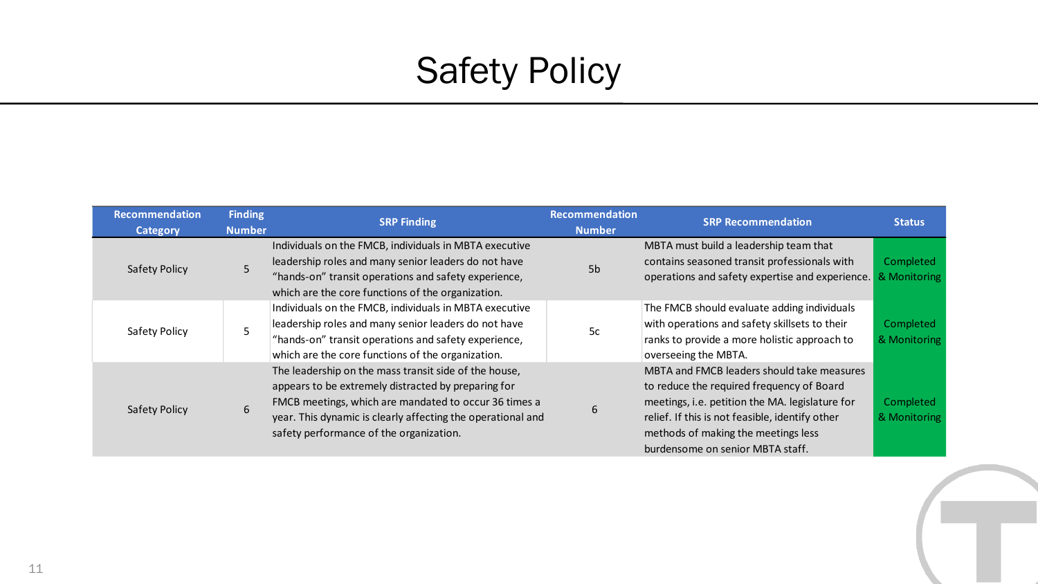# Safety Policy

| Recommendation Category | Finding Number | SRP Finding | Recommendation Number | SRP Recommendation | Status |
|---|---|---|---|---|---|
| Safety Policy | 5 | Individuals on the FMCB, individuals in MBTA executive leadership roles and many senior leaders do not have "hands-on" transit operations and safety experience, which are the core functions of the organization. | 5b | MBTA must build a leadership team that contains seasoned transit professionals with operations and safety expertise and experience. | Completed & Monitoring |
| Safety Policy | 5 | Individuals on the FMCB, individuals in MBTA executive leadership roles and many senior leaders do not have "hands-on" transit operations and safety experience, which are the core functions of the organization. | 5c | The FMCB should evaluate adding individuals with operations and safety skillsets to their ranks to provide a more holistic approach to overseeing the MBTA. | Completed & Monitoring |
| Safety Policy | 6 | The leadership on the mass transit side of the house, appears to be extremely distracted by preparing for FMCB meetings, which are mandated to occur 36 times a year. This dynamic is clearly affecting the operational and safety performance of the organization. | 6 | MBTA and FMCB leaders should take measures to reduce the required frequency of Board meetings, i.e. petition the MA. legislature for relief. If this is not feasible, identify other methods of making the meetings less burdensome on senior MBTA staff. | Completed & Monitoring |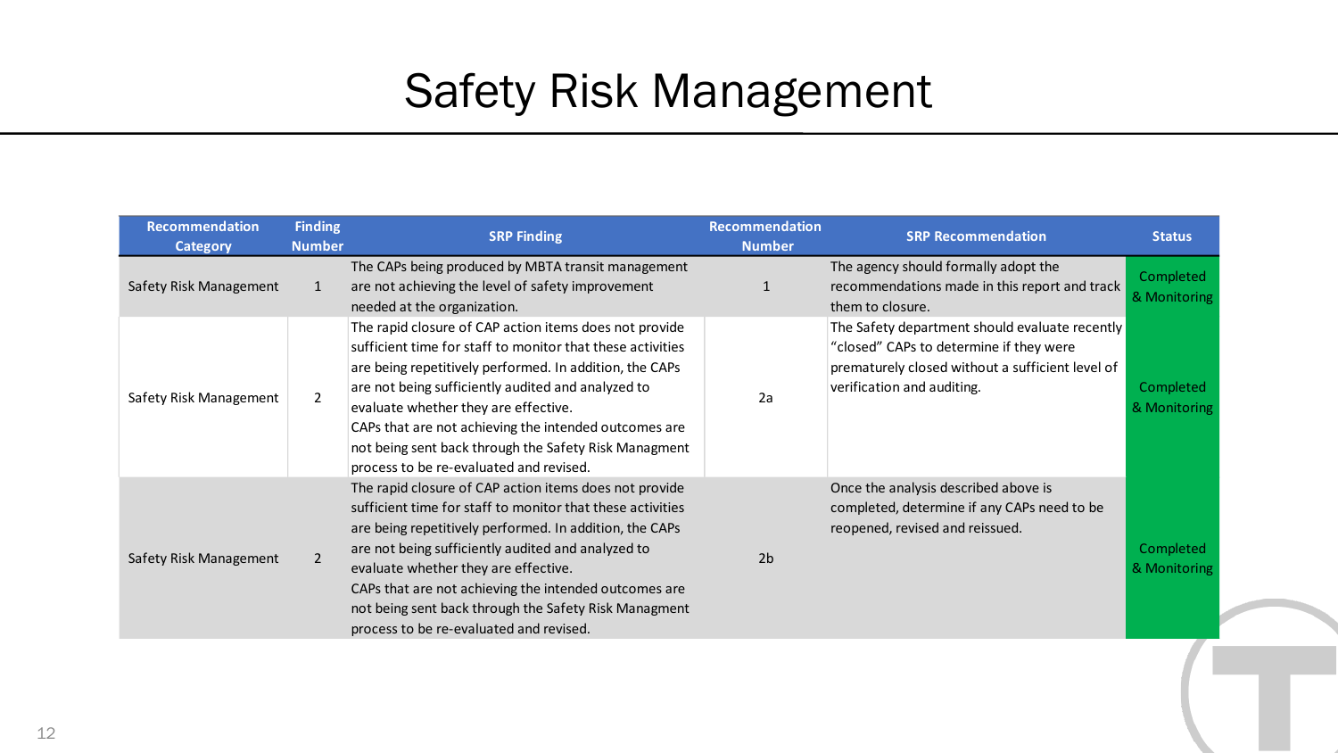# Safety Risk Management

| Recommendation Category | Finding Number | SRP Finding | Recommendation Number | SRP Recommendation | Status |
|---|---|---|---|---|---|
| Safety Risk Management | 1 | The CAPs being produced by MBTA transit management are not achieving the level of safety improvement needed at the organization. | 1 | The agency should formally adopt the recommendations made in this report and track them to closure. | Completed & Monitoring |
| Safety Risk Management | 2 | The rapid closure of CAP action items does not provide sufficient time for staff to monitor that these activities are being repetitively performed. In addition, the CAPs are not being sufficiently audited and analyzed to evaluate whether they are effective. CAPs that are not achieving the intended outcomes are not being sent back through the Safety Risk Managment process to be re-evaluated and revised. | 2a | The Safety department should evaluate recently "closed" CAPs to determine if they were prematurely closed without a sufficient level of verification and auditing. | Completed & Monitoring |
| Safety Risk Management | 2 | The rapid closure of CAP action items does not provide sufficient time for staff to monitor that these activities are being repetitively performed. In addition, the CAPs are not being sufficiently audited and analyzed to evaluate whether they are effective. CAPs that are not achieving the intended outcomes are not being sent back through the Safety Risk Managment process to be re-evaluated and revised. | 2b | Once the analysis described above is completed, determine if any CAPs need to be reopened, revised and reissued. | Completed & Monitoring |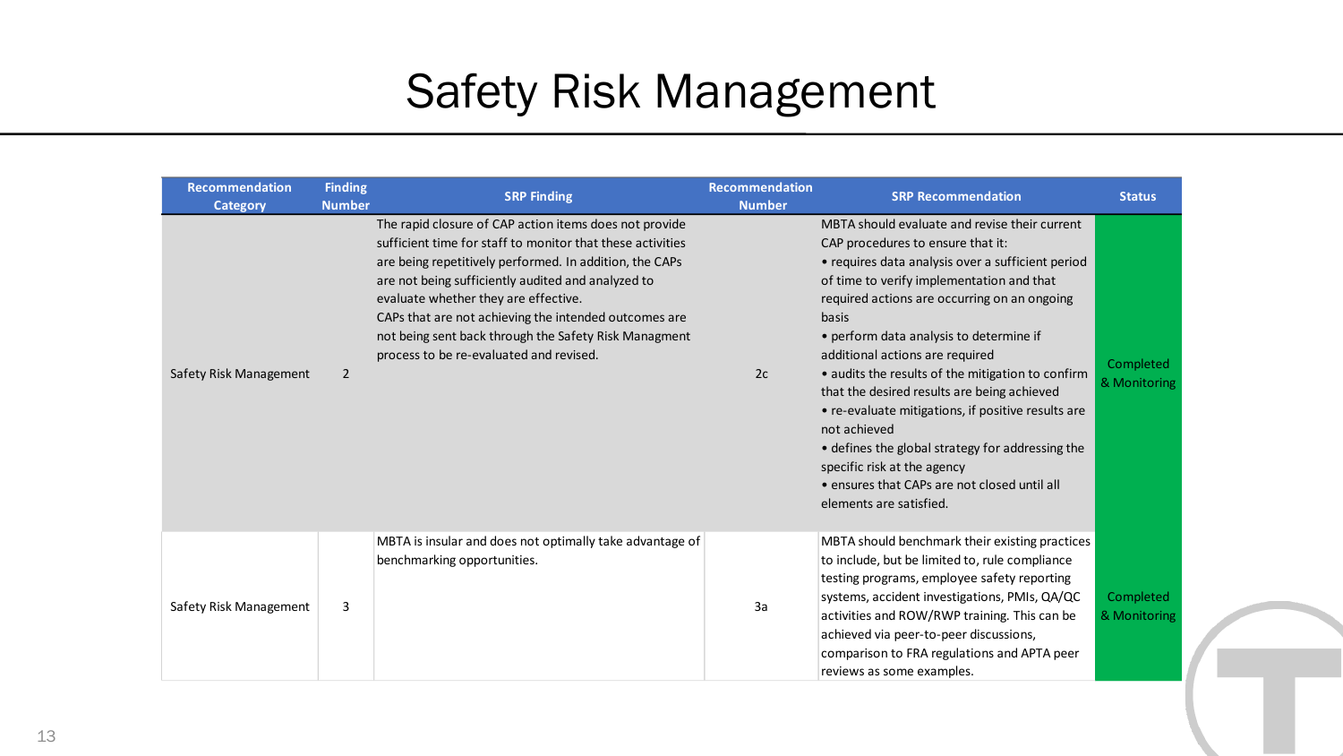# Safety Risk Management

| Recommendation Category | Finding Number | SRP Finding | Recommendation Number | SRP Recommendation | Status |
|---|---|---|---|---|---|
| Safety Risk Management | 2 | The rapid closure of CAP action items does not provide sufficient time for staff to monitor that these activities are being repetitively performed. In addition, the CAPs are not being sufficiently audited and analyzed to evaluate whether they are effective.<br>CAPs that are not achieving the intended outcomes are not being sent back through the Safety Risk Managment process to be re-evaluated and revised. | 2c | MBTA should evaluate and revise their current CAP procedures to ensure that it:<br>• requires data analysis over a sufficient period of time to verify implementation and that required actions are occurring on an ongoing basis<br>• perform data analysis to determine if additional actions are required<br>• audits the results of the mitigation to confirm that the desired results are being achieved<br>• re-evaluate mitigations, if positive results are not achieved<br>• defines the global strategy for addressing the specific risk at the agency<br>• ensures that CAPs are not closed until all elements are satisfied. | Completed & Monitoring |
| Safety Risk Management | 3 | MBTA is insular and does not optimally take advantage of benchmarking opportunities. | 3a | MBTA should benchmark their existing practices to include, but be limited to, rule compliance testing programs, employee safety reporting systems, accident investigations, PMIs, QA/QC activities and ROW/RWP training. This can be achieved via peer-to-peer discussions, comparison to FRA regulations and APTA peer reviews as some examples. | Completed & Monitoring |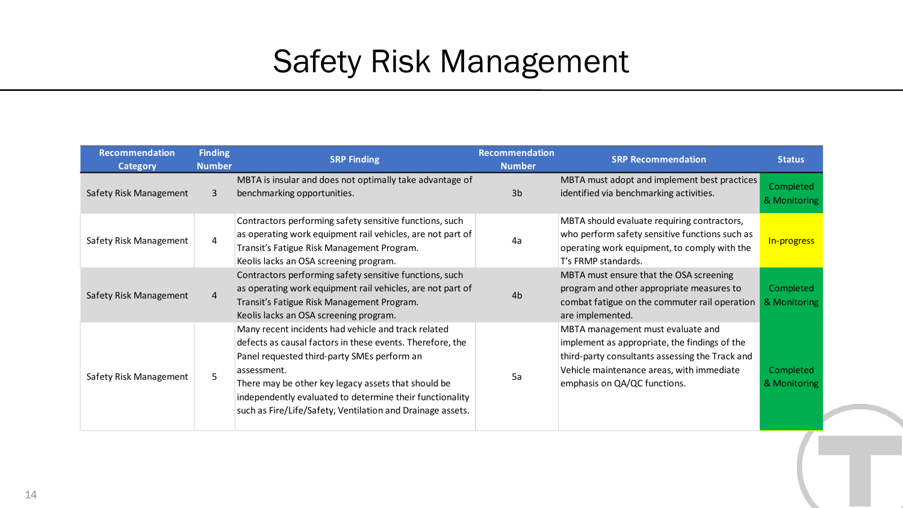# Safety Risk Management

| Recommendation Category | Finding Number | SRP Finding | Recommendation Number | SRP Recommendation | Status |
|---|---|---|---|---|---|
| Safety Risk Management | 3 | MBTA is insular and does not optimally take advantage of benchmarking opportunities. | 3b | MBTA must adopt and implement best practices identified via benchmarking activities. | Completed & Monitoring |
| Safety Risk Management | 4 | Contractors performing safety sensitive functions, such as operating work equipment rail vehicles, are not part of Transit's Fatigue Risk Management Program. Keolis lacks an OSA screening program. | 4a | MBTA should evaluate requiring contractors, who perform safety sensitive functions such as operating work equipment, to comply with the T's FRMP standards. | In-progress |
| Safety Risk Management | 4 | Contractors performing safety sensitive functions, such as operating work equipment rail vehicles, are not part of Transit's Fatigue Risk Management Program. Keolis lacks an OSA screening program. | 4b | MBTA must ensure that the OSA screening program and other appropriate measures to combat fatigue on the commuter rail operation are implemented. | Completed & Monitoring |
| Safety Risk Management | 5 | Many recent incidents had vehicle and track related defects as causal factors in these events. Therefore, the Panel requested third-party SMEs perform an assessment. There may be other key legacy assets that should be independently evaluated to determine their functionality such as Fire/Life/Safety, Ventilation and Drainage assets. | 5a | MBTA management must evaluate and implement as appropriate, the findings of the third-party consultants assessing the Track and Vehicle maintenance areas, with immediate emphasis on QA/QC functions. | Completed & Monitoring |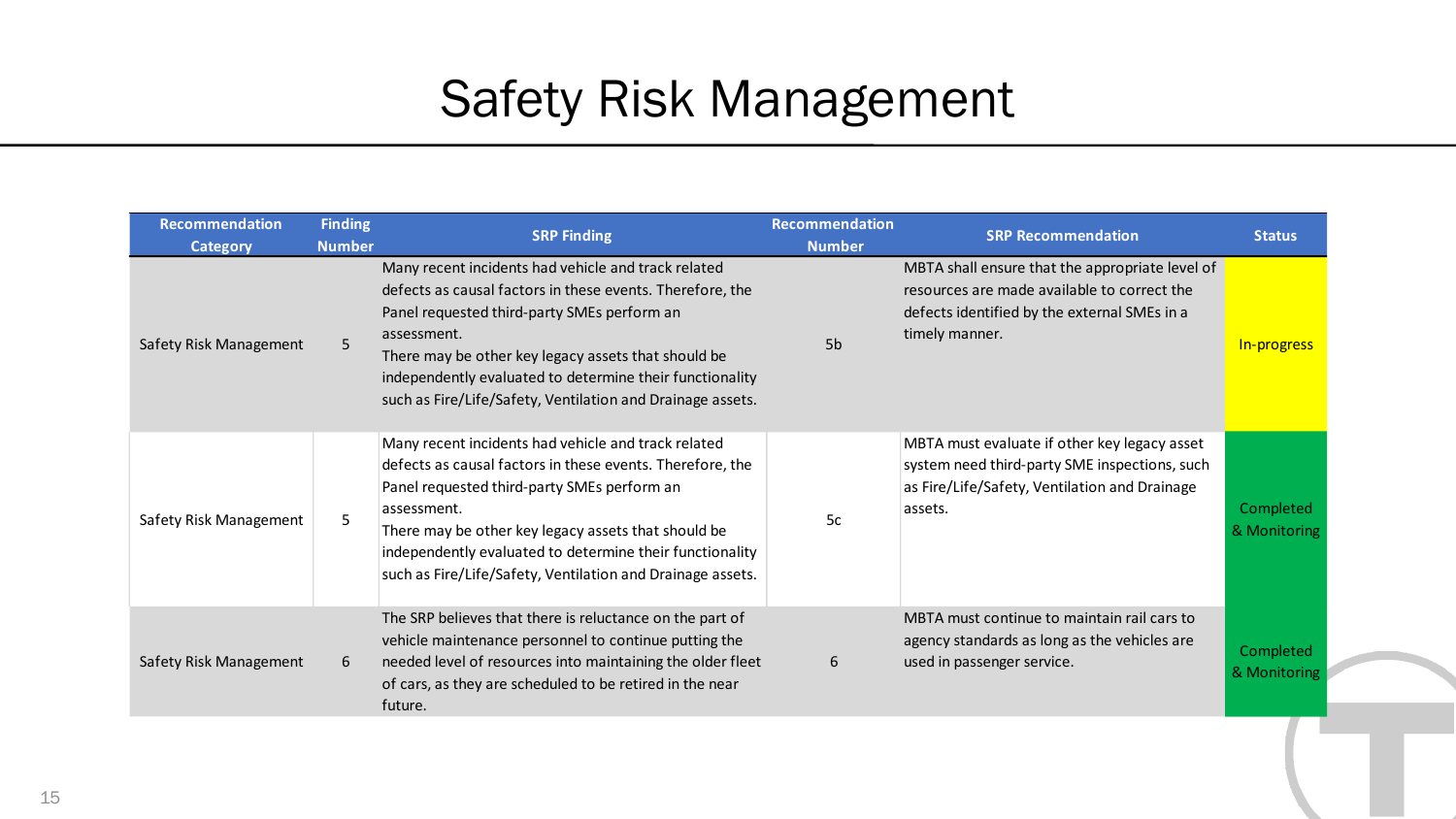# Safety Risk Management

| Recommendation Category | Finding Number | SRP Finding | Recommendation Number | SRP Recommendation | Status |
|---|---|---|---|---|---|
| Safety Risk Management | 5 | Many recent incidents had vehicle and track related defects as causal factors in these events. Therefore, the Panel requested third-party SMEs perform an assessment.<br>There may be other key legacy assets that should be independently evaluated to determine their functionality such as Fire/Life/Safety, Ventilation and Drainage assets. | 5b | MBTA shall ensure that the appropriate level of resources are made available to correct the defects identified by the external SMEs in a timely manner. | In-progress |
| Safety Risk Management | 5 | Many recent incidents had vehicle and track related defects as causal factors in these events. Therefore, the Panel requested third-party SMEs perform an assessment.<br>There may be other key legacy assets that should be independently evaluated to determine their functionality such as Fire/Life/Safety, Ventilation and Drainage assets. | 5c | MBTA must evaluate if other key legacy asset system need third-party SME inspections, such as Fire/Life/Safety, Ventilation and Drainage assets. | Completed & Monitoring |
| Safety Risk Management | 6 | The SRP believes that there is reluctance on the part of vehicle maintenance personnel to continue putting the needed level of resources into maintaining the older fleet of cars, as they are scheduled to be retired in the near future. | 6 | MBTA must continue to maintain rail cars to agency standards as long as the vehicles are used in passenger service. | Completed & Monitoring |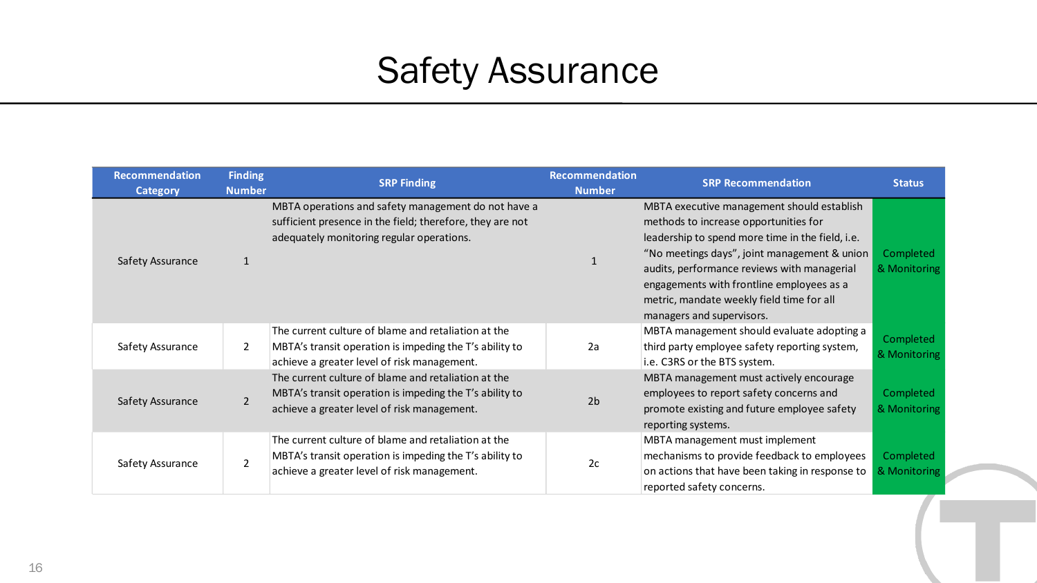# Safety Assurance

| Recommendation Category | Finding Number | SRP Finding | Recommendation Number | SRP Recommendation | Status |
|---|---|---|---|---|---|
| Safety Assurance | 1 | MBTA operations and safety management do not have a sufficient presence in the field; therefore, they are not adequately monitoring regular operations. | 1 | MBTA executive management should establish methods to increase opportunities for leadership to spend more time in the field, i.e. "No meetings days", joint management & union audits, performance reviews with managerial engagements with frontline employees as a metric, mandate weekly field time for all managers and supervisors. | Completed & Monitoring |
| Safety Assurance | 2 | The current culture of blame and retaliation at the MBTA's transit operation is impeding the T's ability to achieve a greater level of risk management. | 2a | MBTA management should evaluate adopting a third party employee safety reporting system, i.e. C3RS or the BTS system. | Completed & Monitoring |
| Safety Assurance | 2 | The current culture of blame and retaliation at the MBTA's transit operation is impeding the T's ability to achieve a greater level of risk management. | 2b | MBTA management must actively encourage employees to report safety concerns and promote existing and future employee safety reporting systems. | Completed & Monitoring |
| Safety Assurance | 2 | The current culture of blame and retaliation at the MBTA's transit operation is impeding the T's ability to achieve a greater level of risk management. | 2c | MBTA management must implement mechanisms to provide feedback to employees on actions that have been taking in response to reported safety concerns. | Completed & Monitoring |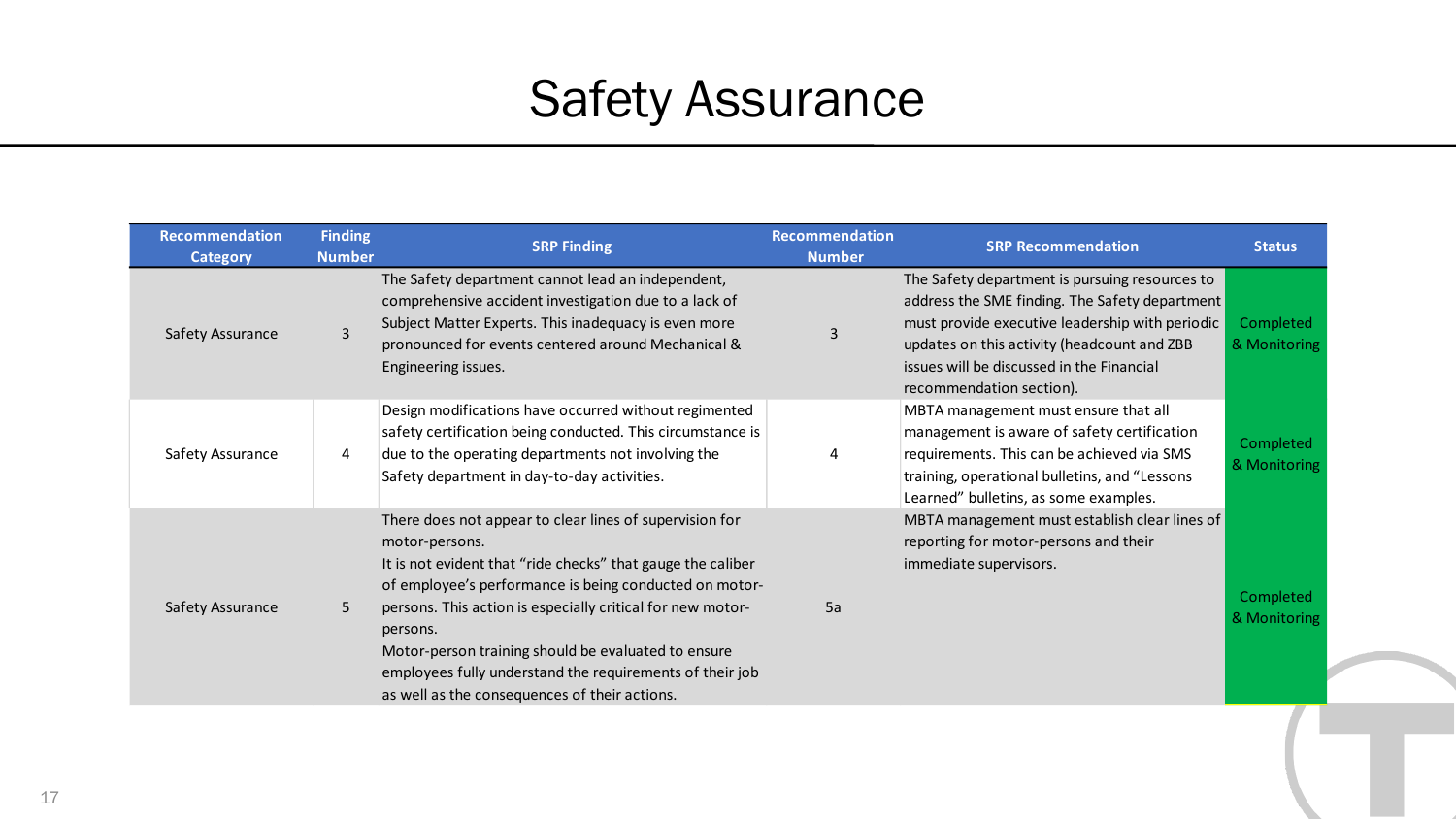# Safety Assurance

| Recommendation Category | Finding Number | SRP Finding | Recommendation Number | SRP Recommendation | Status |
|---|---|---|---|---|---|
| Safety Assurance | 3 | The Safety department cannot lead an independent, comprehensive accident investigation due to a lack of Subject Matter Experts. This inadequacy is even more pronounced for events centered around Mechanical & Engineering issues. | 3 | The Safety department is pursuing resources to address the SME finding. The Safety department must provide executive leadership with periodic updates on this activity (headcount and ZBB issues will be discussed in the Financial recommendation section). | Completed & Monitoring |
| Safety Assurance | 4 | Design modifications have occurred without regimented safety certification being conducted. This circumstance is due to the operating departments not involving the Safety department in day-to-day activities. | 4 | MBTA management must ensure that all management is aware of safety certification requirements. This can be achieved via SMS training, operational bulletins, and "Lessons Learned" bulletins, as some examples. | Completed & Monitoring |
| Safety Assurance | 5 | There does not appear to clear lines of supervision for motor-persons.<br>It is not evident that "ride checks" that gauge the caliber of employee's performance is being conducted on motor-persons. This action is especially critical for new motor-persons.<br>Motor-person training should be evaluated to ensure employees fully understand the requirements of their job as well as the consequences of their actions. | 5a | MBTA management must establish clear lines of reporting for motor-persons and their immediate supervisors. | Completed & Monitoring |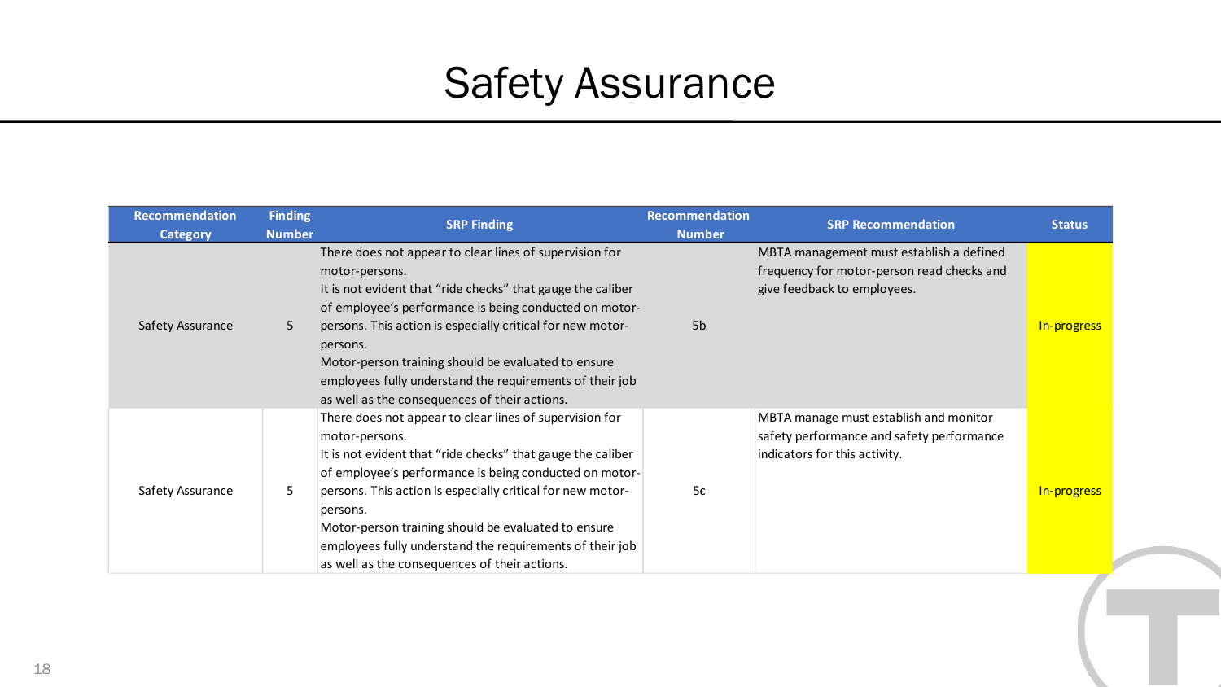# Safety Assurance

| Recommendation Category | Finding Number | SRP Finding | Recommendation Number | SRP Recommendation | Status |
|---|---|---|---|---|---|
| Safety Assurance | 5 | There does not appear to clear lines of supervision for motor-persons.<br>It is not evident that "ride checks" that gauge the caliber of employee's performance is being conducted on motor-persons. This action is especially critical for new motor-persons.<br>Motor-person training should be evaluated to ensure employees fully understand the requirements of their job as well as the consequences of their actions. | 5b | MBTA management must establish a defined frequency for motor-person read checks and give feedback to employees. | In-progress |
| Safety Assurance | 5 | There does not appear to clear lines of supervision for motor-persons.<br>It is not evident that "ride checks" that gauge the caliber of employee's performance is being conducted on motor-persons. This action is especially critical for new motor-persons.<br>Motor-person training should be evaluated to ensure employees fully understand the requirements of their job as well as the consequences of their actions. | 5c | MBTA manage must establish and monitor safety performance and safety performance indicators for this activity. | In-progress |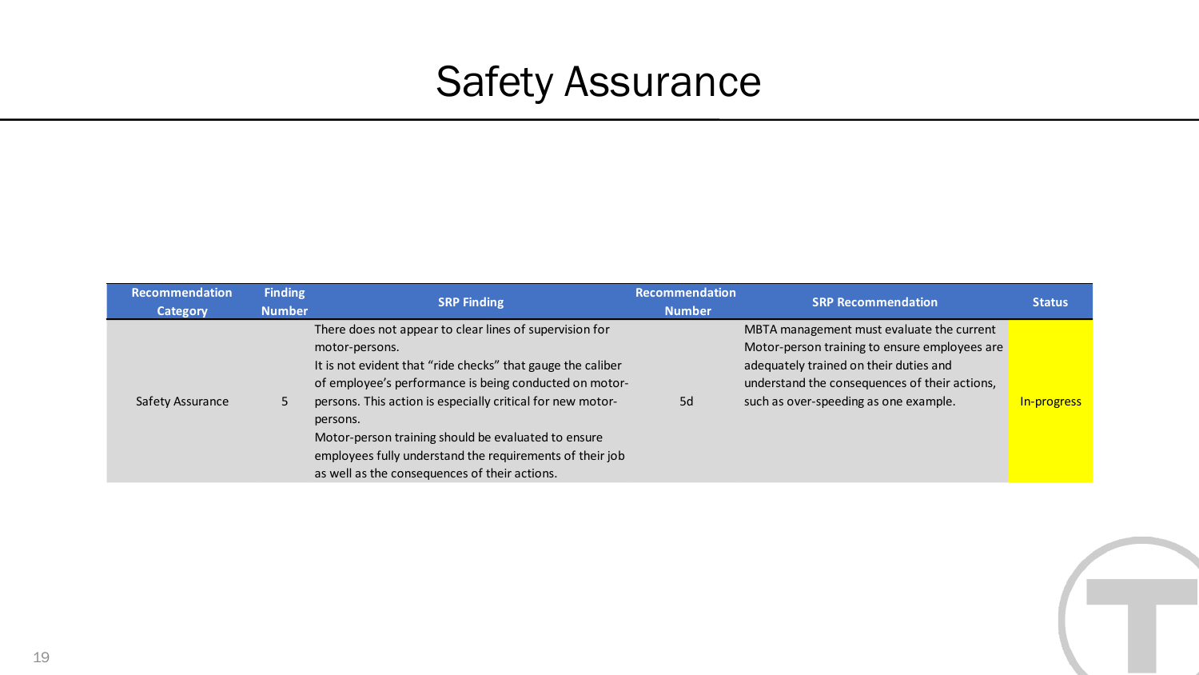# Safety Assurance

| Recommendation Category | Finding Number | SRP Finding | Recommendation Number | SRP Recommendation | Status |
|---|---|---|---|---|---|
| Safety Assurance | 5 | There does not appear to clear lines of supervision for motor-persons.<br>It is not evident that "ride checks" that gauge the caliber of employee's performance is being conducted on motor-persons. This action is especially critical for new motor-persons.<br>Motor-person training should be evaluated to ensure employees fully understand the requirements of their job as well as the consequences of their actions. | 5d | MBTA management must evaluate the current Motor-person training to ensure employees are adequately trained on their duties and understand the consequences of their actions, such as over-speeding as one example. | In-progress |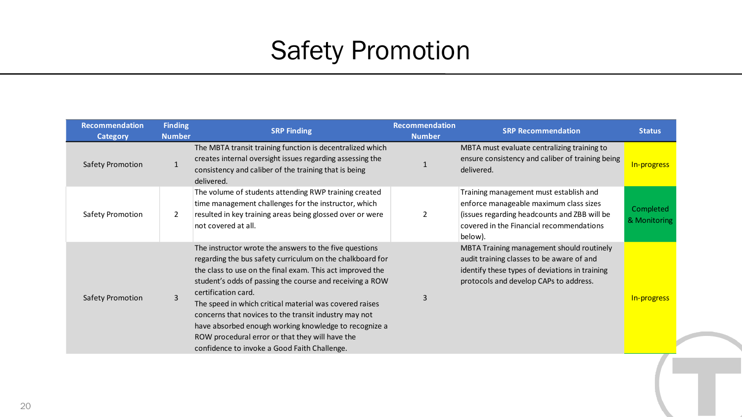# Safety Promotion

| Recommendation Category | Finding Number | SRP Finding | Recommendation Number | SRP Recommendation | Status |
|---|---|---|---|---|---|
| Safety Promotion | 1 | The MBTA transit training function is decentralized which creates internal oversight issues regarding assessing the consistency and caliber of the training that is being delivered. | 1 | MBTA must evaluate centralizing training to ensure consistency and caliber of training being delivered. | In-progress |
| Safety Promotion | 2 | The volume of students attending RWP training created time management challenges for the instructor, which resulted in key training areas being glossed over or were not covered at all. | 2 | Training management must establish and enforce manageable maximum class sizes (issues regarding headcounts and ZBB will be covered in the Financial recommendations below). | Completed & Monitoring |
| Safety Promotion | 3 | The instructor wrote the answers to the five questions regarding the bus safety curriculum on the chalkboard for the class to use on the final exam. This act improved the student's odds of passing the course and receiving a ROW certification card.<br>The speed in which critical material was covered raises concerns that novices to the transit industry may not have absorbed enough working knowledge to recognize a ROW procedural error or that they will have the confidence to invoke a Good Faith Challenge. | 3 | MBTA Training management should routinely audit training classes to be aware of and identify these types of deviations in training protocols and develop CAPs to address. | In-progress |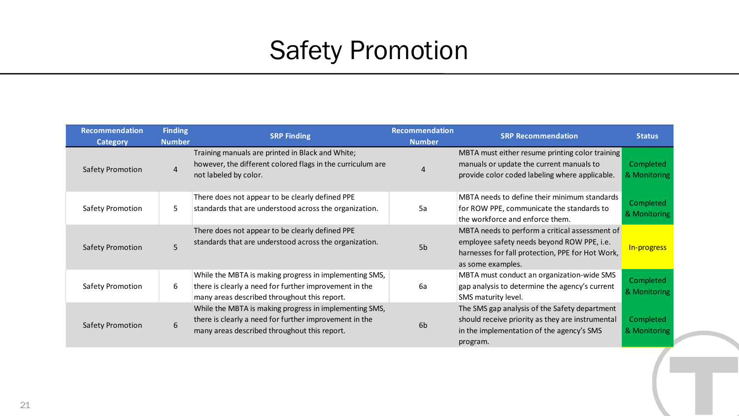# Safety Promotion

| Recommendation Category | Finding Number | SRP Finding | Recommendation Number | SRP Recommendation | Status |
|---|---|---|---|---|---|
| Safety Promotion | 4 | Training manuals are printed in Black and White; however, the different colored flags in the curriculum are not labeled by color. | 4 | MBTA must either resume printing color training manuals or update the current manuals to provide color coded labeling where applicable. | Completed & Monitoring |
| Safety Promotion | 5 | There does not appear to be clearly defined PPE standards that are understood across the organization. | 5a | MBTA needs to define their minimum standards for ROW PPE, communicate the standards to the workforce and enforce them. | Completed & Monitoring |
| Safety Promotion | 5 | There does not appear to be clearly defined PPE standards that are understood across the organization. | 5b | MBTA needs to perform a critical assessment of employee safety needs beyond ROW PPE, i.e. harnesses for fall protection, PPE for Hot Work, as some examples. | In-progress |
| Safety Promotion | 6 | While the MBTA is making progress in implementing SMS, there is clearly a need for further improvement in the many areas described throughout this report. | 6a | MBTA must conduct an organization-wide SMS gap analysis to determine the agency's current SMS maturity level. | Completed & Monitoring |
| Safety Promotion | 6 | While the MBTA is making progress in implementing SMS, there is clearly a need for further improvement in the many areas described throughout this report. | 6b | The SMS gap analysis of the Safety department should receive priority as they are instrumental in the implementation of the agency's SMS program. | Completed & Monitoring |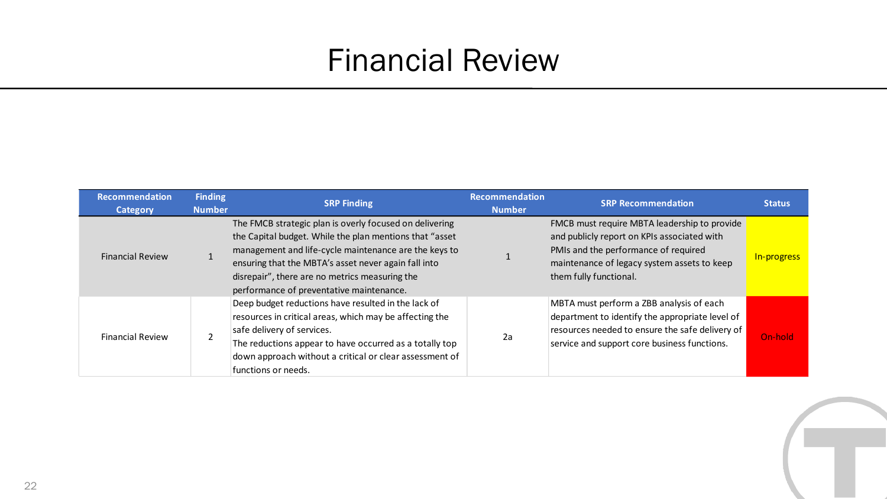# Financial Review

| Recommendation Category | Finding Number | SRP Finding | Recommendation Number | SRP Recommendation | Status |
|---|---|---|---|---|---|
| Financial Review | 1 | The FMCB strategic plan is overly focused on delivering the Capital budget. While the plan mentions that "asset management and life-cycle maintenance are the keys to ensuring that the MBTA's asset never again fall into disrepair", there are no metrics measuring the performance of preventative maintenance. | 1 | FMCB must require MBTA leadership to provide and publicly report on KPIs associated with PMIs and the performance of required maintenance of legacy system assets to keep them fully functional. | In-progress |
| Financial Review | 2 | Deep budget reductions have resulted in the lack of resources in critical areas, which may be affecting the safe delivery of services.<br>The reductions appear to have occurred as a totally top down approach without a critical or clear assessment of functions or needs. | 2a | MBTA must perform a ZBB analysis of each department to identify the appropriate level of resources needed to ensure the safe delivery of service and support core business functions. | On-hold |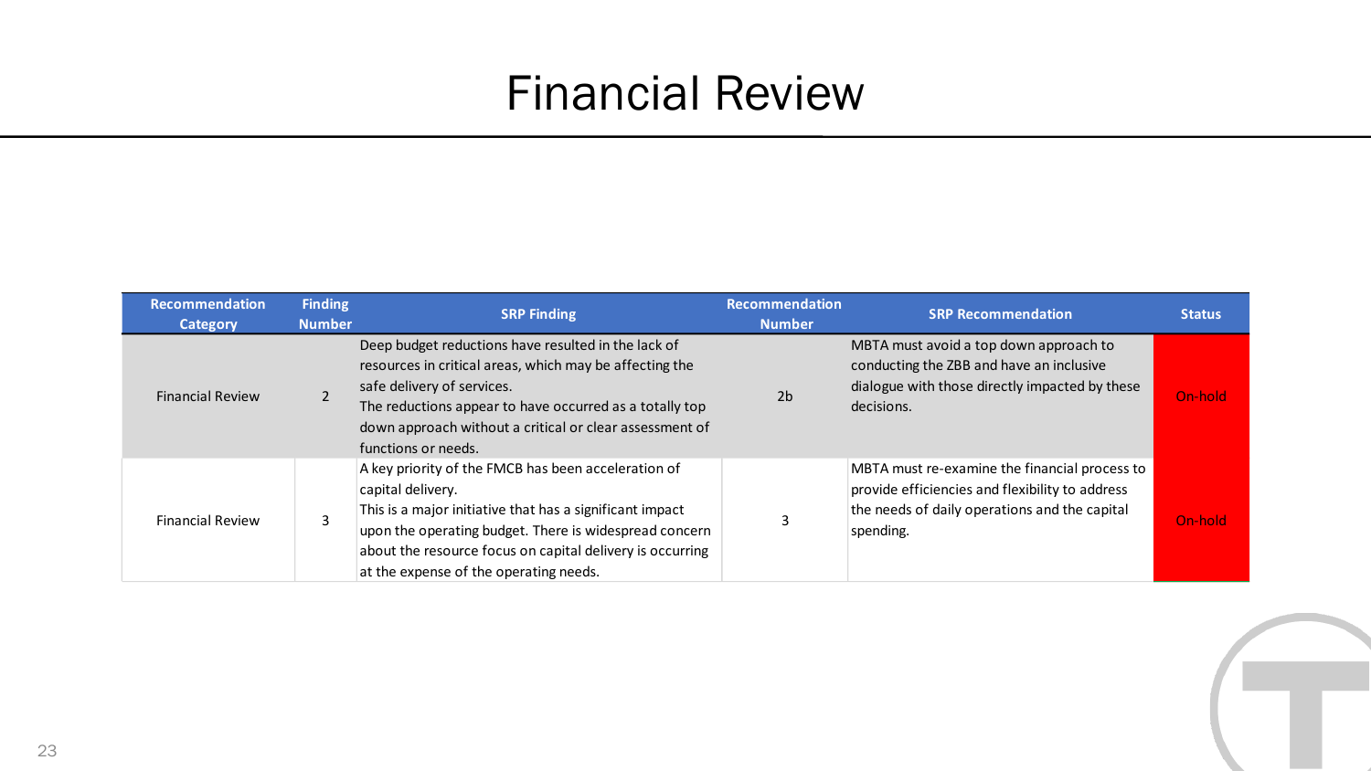# Financial Review

| Recommendation Category | Finding Number | SRP Finding | Recommendation Number | SRP Recommendation | Status |
|---|---|---|---|---|---|
| Financial Review | 2 | Deep budget reductions have resulted in the lack of resources in critical areas, which may be affecting the safe delivery of services. The reductions appear to have occurred as a totally top down approach without a critical or clear assessment of functions or needs. | 2b | MBTA must avoid a top down approach to conducting the ZBB and have an inclusive dialogue with those directly impacted by these decisions. | On-hold |
| Financial Review | 3 | A key priority of the FMCB has been acceleration of capital delivery. This is a major initiative that has a significant impact upon the operating budget. There is widespread concern about the resource focus on capital delivery is occurring at the expense of the operating needs. | 3 | MBTA must re-examine the financial process to provide efficiencies and flexibility to address the needs of daily operations and the capital spending. | On-hold |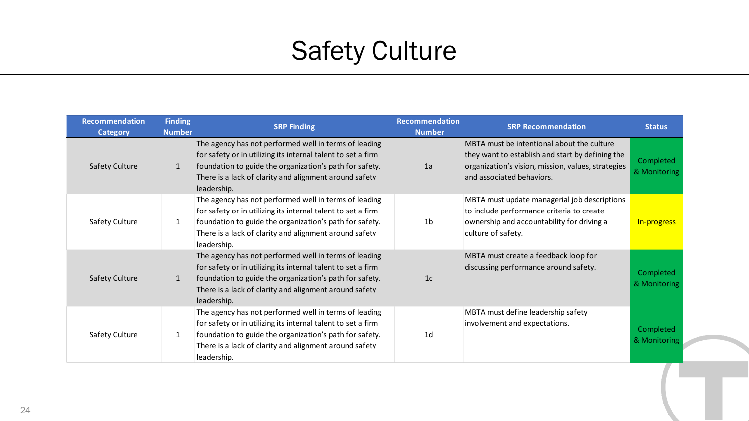# Safety Culture

| Recommendation Category | Finding Number | SRP Finding | Recommendation Number | SRP Recommendation | Status |
|---|---|---|---|---|---|
| Safety Culture | 1 | The agency has not performed well in terms of leading for safety or in utilizing its internal talent to set a firm foundation to guide the organization's path for safety. There is a lack of clarity and alignment around safety leadership. | 1a | MBTA must be intentional about the culture they want to establish and start by defining the organization's vision, mission, values, strategies and associated behaviors. | Completed & Monitoring |
| Safety Culture | 1 | The agency has not performed well in terms of leading for safety or in utilizing its internal talent to set a firm foundation to guide the organization's path for safety. There is a lack of clarity and alignment around safety leadership. | 1b | MBTA must update managerial job descriptions to include performance criteria to create ownership and accountability for driving a culture of safety. | In-progress |
| Safety Culture | 1 | The agency has not performed well in terms of leading for safety or in utilizing its internal talent to set a firm foundation to guide the organization's path for safety. There is a lack of clarity and alignment around safety leadership. | 1c | MBTA must create a feedback loop for discussing performance around safety. | Completed & Monitoring |
| Safety Culture | 1 | The agency has not performed well in terms of leading for safety or in utilizing its internal talent to set a firm foundation to guide the organization's path for safety. There is a lack of clarity and alignment around safety leadership. | 1d | MBTA must define leadership safety involvement and expectations. | Completed & Monitoring |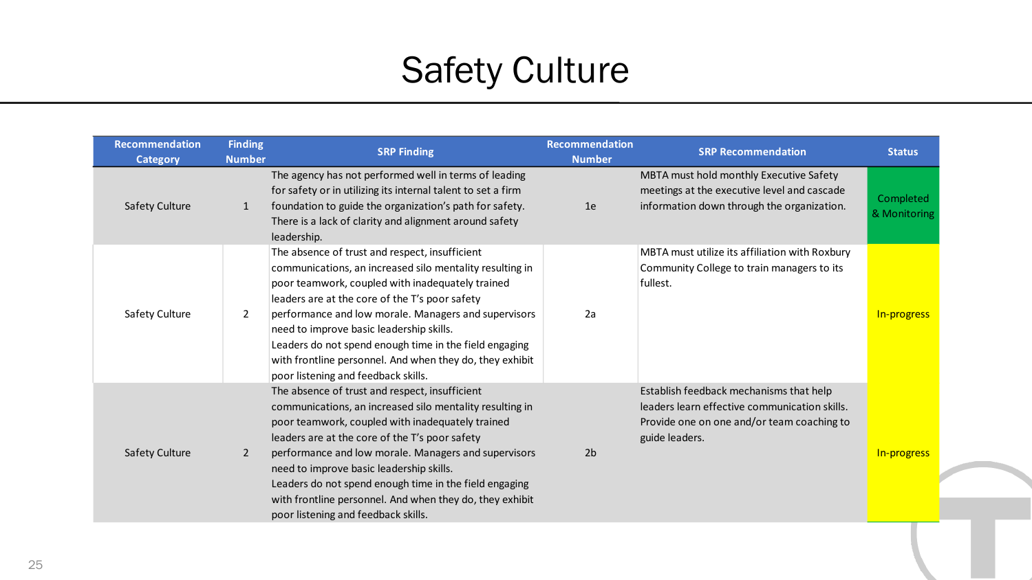# Safety Culture

| Recommendation Category | Finding Number | SRP Finding | Recommendation Number | SRP Recommendation | Status |
|---|---|---|---|---|---|
| Safety Culture | 1 | The agency has not performed well in terms of leading for safety or in utilizing its internal talent to set a firm foundation to guide the organization's path for safety. There is a lack of clarity and alignment around safety leadership. | 1e | MBTA must hold monthly Executive Safety meetings at the executive level and cascade information down through the organization. | Completed & Monitoring |
| Safety Culture | 2 | The absence of trust and respect, insufficient communications, an increased silo mentality resulting in poor teamwork, coupled with inadequately trained leaders are at the core of the T's poor safety performance and low morale. Managers and supervisors need to improve basic leadership skills. Leaders do not spend enough time in the field engaging with frontline personnel. And when they do, they exhibit poor listening and feedback skills. | 2a | MBTA must utilize its affiliation with Roxbury Community College to train managers to its fullest. | In-progress |
| Safety Culture | 2 | The absence of trust and respect, insufficient communications, an increased silo mentality resulting in poor teamwork, coupled with inadequately trained leaders are at the core of the T's poor safety performance and low morale. Managers and supervisors need to improve basic leadership skills. Leaders do not spend enough time in the field engaging with frontline personnel. And when they do, they exhibit poor listening and feedback skills. | 2b | Establish feedback mechanisms that help leaders learn effective communication skills. Provide one on one and/or team coaching to guide leaders. | In-progress |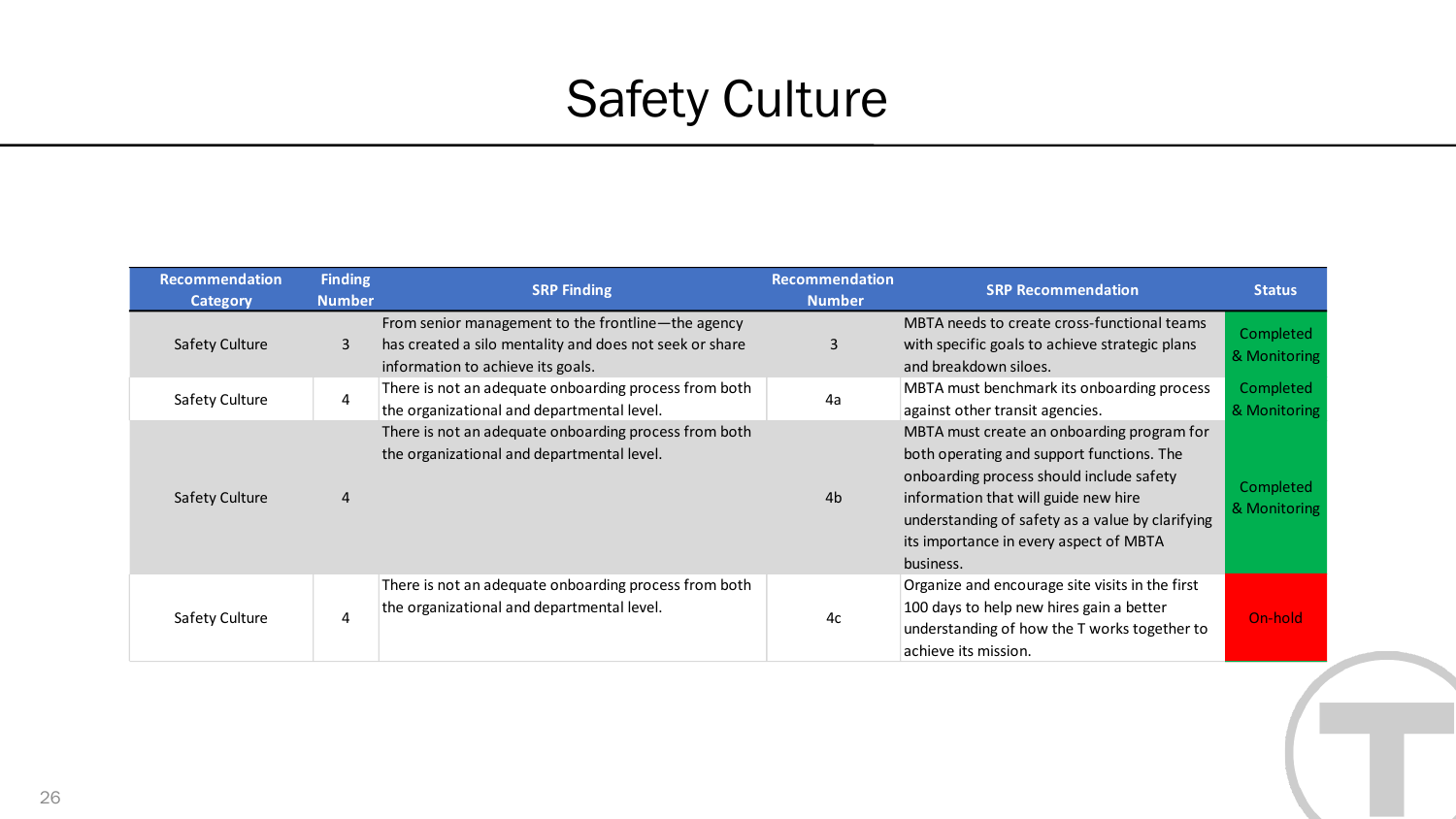# Safety Culture

| Recommendation Category | Finding Number | SRP Finding | Recommendation Number | SRP Recommendation | Status |
|---|---|---|---|---|---|
| Safety Culture | 3 | From senior management to the frontline—the agency has created a silo mentality and does not seek or share information to achieve its goals. | 3 | MBTA needs to create cross-functional teams with specific goals to achieve strategic plans and breakdown siloes. | Completed & Monitoring |
| Safety Culture | 4 | There is not an adequate onboarding process from both the organizational and departmental level. | 4a | MBTA must benchmark its onboarding process against other transit agencies. | Completed & Monitoring |
| Safety Culture | 4 | There is not an adequate onboarding process from both the organizational and departmental level. | 4b | MBTA must create an onboarding program for both operating and support functions. The onboarding process should include safety information that will guide new hire understanding of safety as a value by clarifying its importance in every aspect of MBTA business. | Completed & Monitoring |
| Safety Culture | 4 | There is not an adequate onboarding process from both the organizational and departmental level. | 4c | Organize and encourage site visits in the first 100 days to help new hires gain a better understanding of how the T works together to achieve its mission. | On-hold |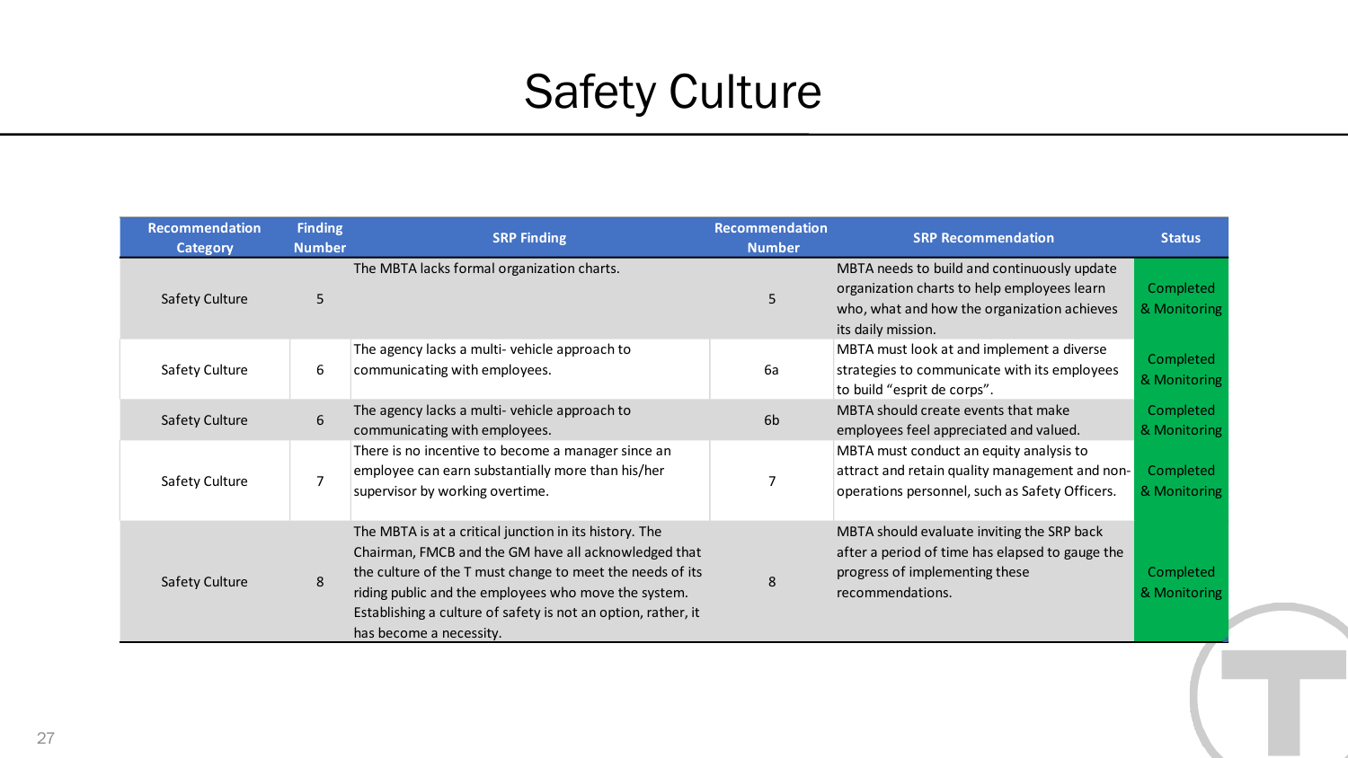# Safety Culture

| Recommendation Category | Finding Number | SRP Finding | Recommendation Number | SRP Recommendation | Status |
|---|---|---|---|---|---|
| Safety Culture | 5 | The MBTA lacks formal organization charts. | 5 | MBTA needs to build and continuously update organization charts to help employees learn who, what and how the organization achieves its daily mission. | Completed & Monitoring |
| Safety Culture | 6 | The agency lacks a multi- vehicle approach to communicating with employees. | 6a | MBTA must look at and implement a diverse strategies to communicate with its employees to build "esprit de corps". | Completed & Monitoring |
| Safety Culture | 6 | The agency lacks a multi- vehicle approach to communicating with employees. | 6b | MBTA should create events that make employees feel appreciated and valued. | Completed & Monitoring |
| Safety Culture | 7 | There is no incentive to become a manager since an employee can earn substantially more than his/her supervisor by working overtime. | 7 | MBTA must conduct an equity analysis to attract and retain quality management and non-operations personnel, such as Safety Officers. | Completed & Monitoring |
| Safety Culture | 8 | The MBTA is at a critical junction in its history. The Chairman, FMCB and the GM have all acknowledged that the culture of the T must change to meet the needs of its riding public and the employees who move the system. Establishing a culture of safety is not an option, rather, it has become a necessity. | 8 | MBTA should evaluate inviting the SRP back after a period of time has elapsed to gauge the progress of implementing these recommendations. | Completed & Monitoring |